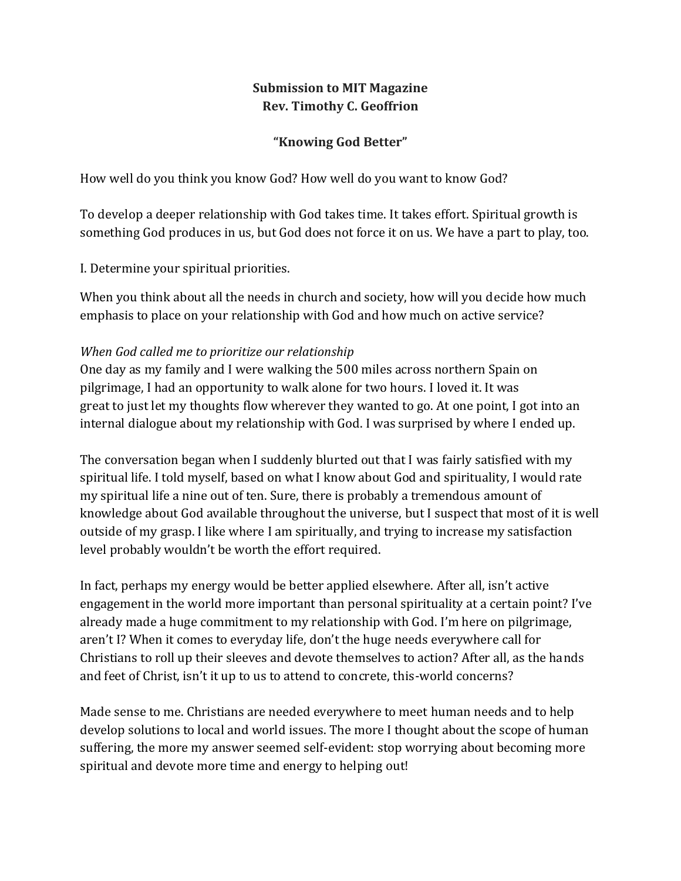**Submission to MIT Magazine**
**Rev. Timothy C. Geoffrion**

# "Knowing God Better"

How well do you think you know God? How well do you want to know God?

To develop a deeper relationship with God takes time. It takes effort. Spiritual growth is something God produces in us, but God does not force it on us. We have a part to play, too.

## I. Determine your spiritual priorities.

When you think about all the needs in church and society, how will you decide how much emphasis to place on your relationship with God and how much on active service?

*When God called me to prioritize our relationship*

One day as my family and I were walking the 500 miles across northern Spain on pilgrimage, I had an opportunity to walk alone for two hours. I loved it. It was great to just let my thoughts flow wherever they wanted to go. At one point, I got into an internal dialogue about my relationship with God. I was surprised by where I ended up.

The conversation began when I suddenly blurted out that I was fairly satisfied with my spiritual life. I told myself, based on what I know about God and spirituality, I would rate my spiritual life a nine out of ten. Sure, there is probably a tremendous amount of knowledge about God available throughout the universe, but I suspect that most of it is well outside of my grasp. I like where I am spiritually, and trying to increase my satisfaction level probably wouldn't be worth the effort required.

In fact, perhaps my energy would be better applied elsewhere. After all, isn't active engagement in the world more important than personal spirituality at a certain point? I've already made a huge commitment to my relationship with God. I'm here on pilgrimage, aren't I? When it comes to everyday life, don't the huge needs everywhere call for Christians to roll up their sleeves and devote themselves to action? After all, as the hands and feet of Christ, isn't it up to us to attend to concrete, this-world concerns?

Made sense to me. Christians are needed everywhere to meet human needs and to help develop solutions to local and world issues. The more I thought about the scope of human suffering, the more my answer seemed self-evident: stop worrying about becoming more spiritual and devote more time and energy to helping out!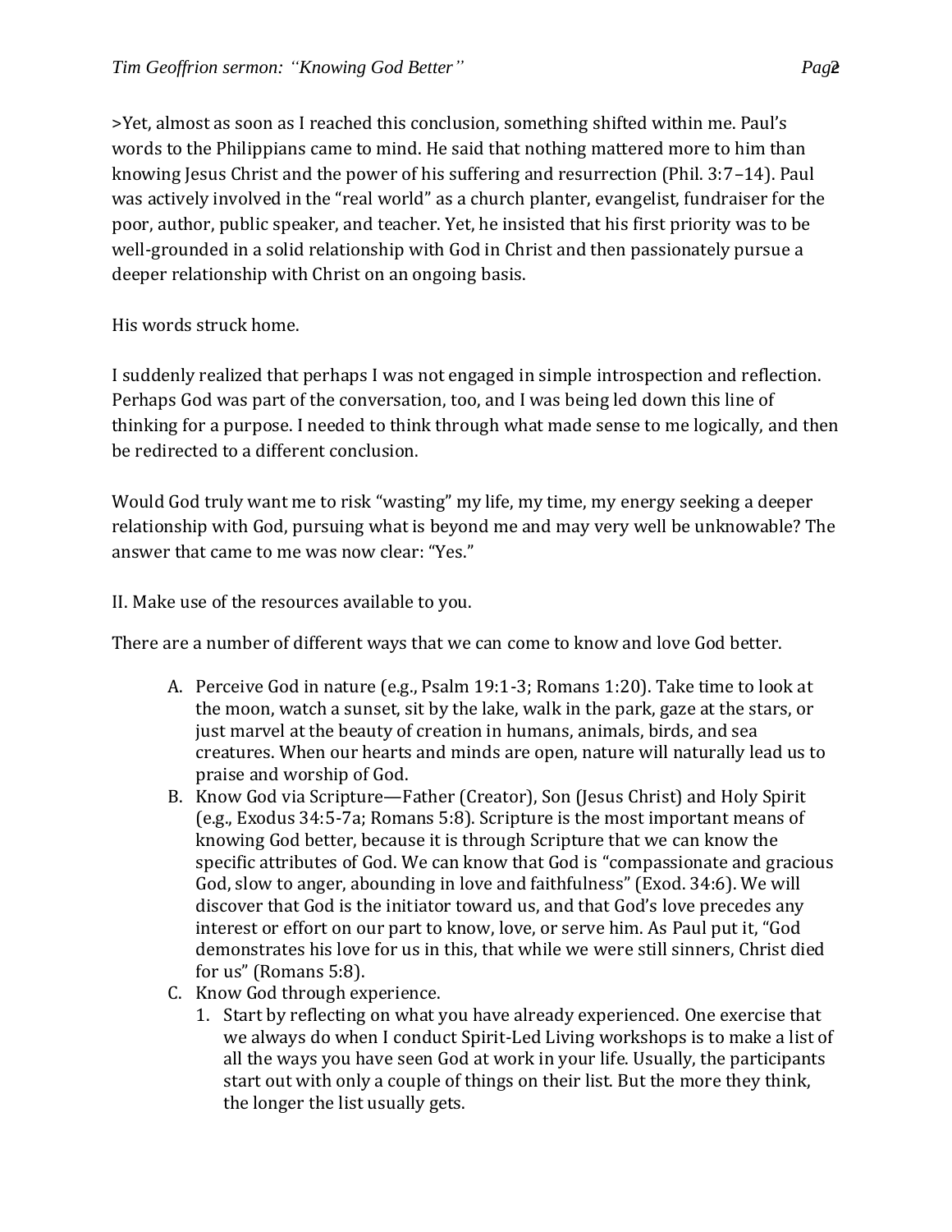>Yet, almost as soon as I reached this conclusion, something shifted within me. Paul's words to the Philippians came to mind. He said that nothing mattered more to him than knowing Jesus Christ and the power of his suffering and resurrection (Phil. 3:7–14). Paul was actively involved in the "real world" as a church planter, evangelist, fundraiser for the poor, author, public speaker, and teacher. Yet, he insisted that his first priority was to be well-grounded in a solid relationship with God in Christ and then passionately pursue a deeper relationship with Christ on an ongoing basis.

His words struck home.

I suddenly realized that perhaps I was not engaged in simple introspection and reflection. Perhaps God was part of the conversation, too, and I was being led down this line of thinking for a purpose. I needed to think through what made sense to me logically, and then be redirected to a different conclusion.

Would God truly want me to risk "wasting" my life, my time, my energy seeking a deeper relationship with God, pursuing what is beyond me and may very well be unknowable? The answer that came to me was now clear: "Yes."

II. Make use of the resources available to you.

There are a number of different ways that we can come to know and love God better.

A. Perceive God in nature (e.g., Psalm 19:1-3; Romans 1:20). Take time to look at the moon, watch a sunset, sit by the lake, walk in the park, gaze at the stars, or just marvel at the beauty of creation in humans, animals, birds, and sea creatures. When our hearts and minds are open, nature will naturally lead us to praise and worship of God.
B. Know God via Scripture—Father (Creator), Son (Jesus Christ) and Holy Spirit (e.g., Exodus 34:5-7a; Romans 5:8). Scripture is the most important means of knowing God better, because it is through Scripture that we can know the specific attributes of God. We can know that God is "compassionate and gracious God, slow to anger, abounding in love and faithfulness" (Exod. 34:6). We will discover that God is the initiator toward us, and that God's love precedes any interest or effort on our part to know, love, or serve him. As Paul put it, "God demonstrates his love for us in this, that while we were still sinners, Christ died for us" (Romans 5:8).
C. Know God through experience.
   1. Start by reflecting on what you have already experienced. One exercise that we always do when I conduct Spirit-Led Living workshops is to make a list of all the ways you have seen God at work in your life. Usually, the participants start out with only a couple of things on their list. But the more they think, the longer the list usually gets.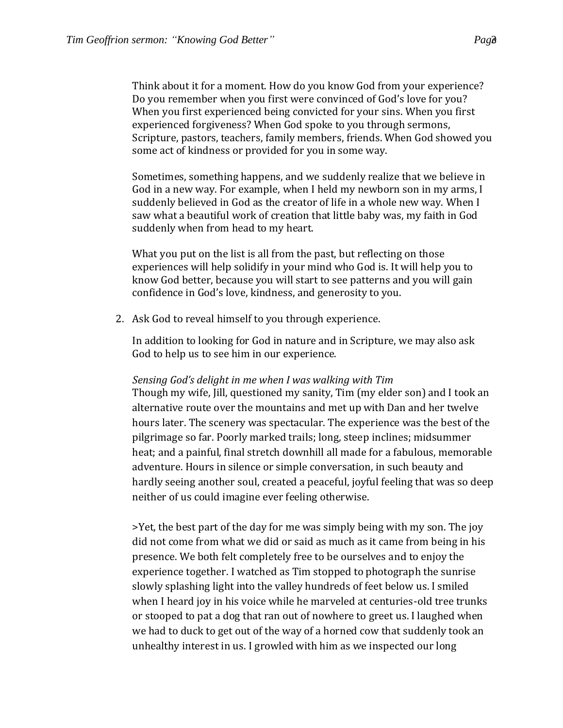Think about it for a moment. How do you know God from your experience? Do you remember when you first were convinced of God's love for you? When you first experienced being convicted for your sins. When you first experienced forgiveness? When God spoke to you through sermons, Scripture, pastors, teachers, family members, friends. When God showed you some act of kindness or provided for you in some way.

Sometimes, something happens, and we suddenly realize that we believe in God in a new way. For example, when I held my newborn son in my arms, I suddenly believed in God as the creator of life in a whole new way. When I saw what a beautiful work of creation that little baby was, my faith in God suddenly when from head to my heart.

What you put on the list is all from the past, but reflecting on those experiences will help solidify in your mind who God is. It will help you to know God better, because you will start to see patterns and you will gain confidence in God's love, kindness, and generosity to you.

2. Ask God to reveal himself to you through experience.

   In addition to looking for God in nature and in Scripture, we may also ask God to help us to see him in our experience.

   *Sensing God's delight in me when I was walking with Tim*
   Though my wife, Jill, questioned my sanity, Tim (my elder son) and I took an alternative route over the mountains and met up with Dan and her twelve hours later. The scenery was spectacular. The experience was the best of the pilgrimage so far. Poorly marked trails; long, steep inclines; midsummer heat; and a painful, final stretch downhill all made for a fabulous, memorable adventure. Hours in silence or simple conversation, in such beauty and hardly seeing another soul, created a peaceful, joyful feeling that was so deep neither of us could imagine ever feeling otherwise.

   >Yet, the best part of the day for me was simply being with my son. The joy did not come from what we did or said as much as it came from being in his presence. We both felt completely free to be ourselves and to enjoy the experience together. I watched as Tim stopped to photograph the sunrise slowly splashing light into the valley hundreds of feet below us. I smiled when I heard joy in his voice while he marveled at centuries-old tree trunks or stooped to pat a dog that ran out of nowhere to greet us. I laughed when we had to duck to get out of the way of a horned cow that suddenly took an unhealthy interest in us. I growled with him as we inspected our long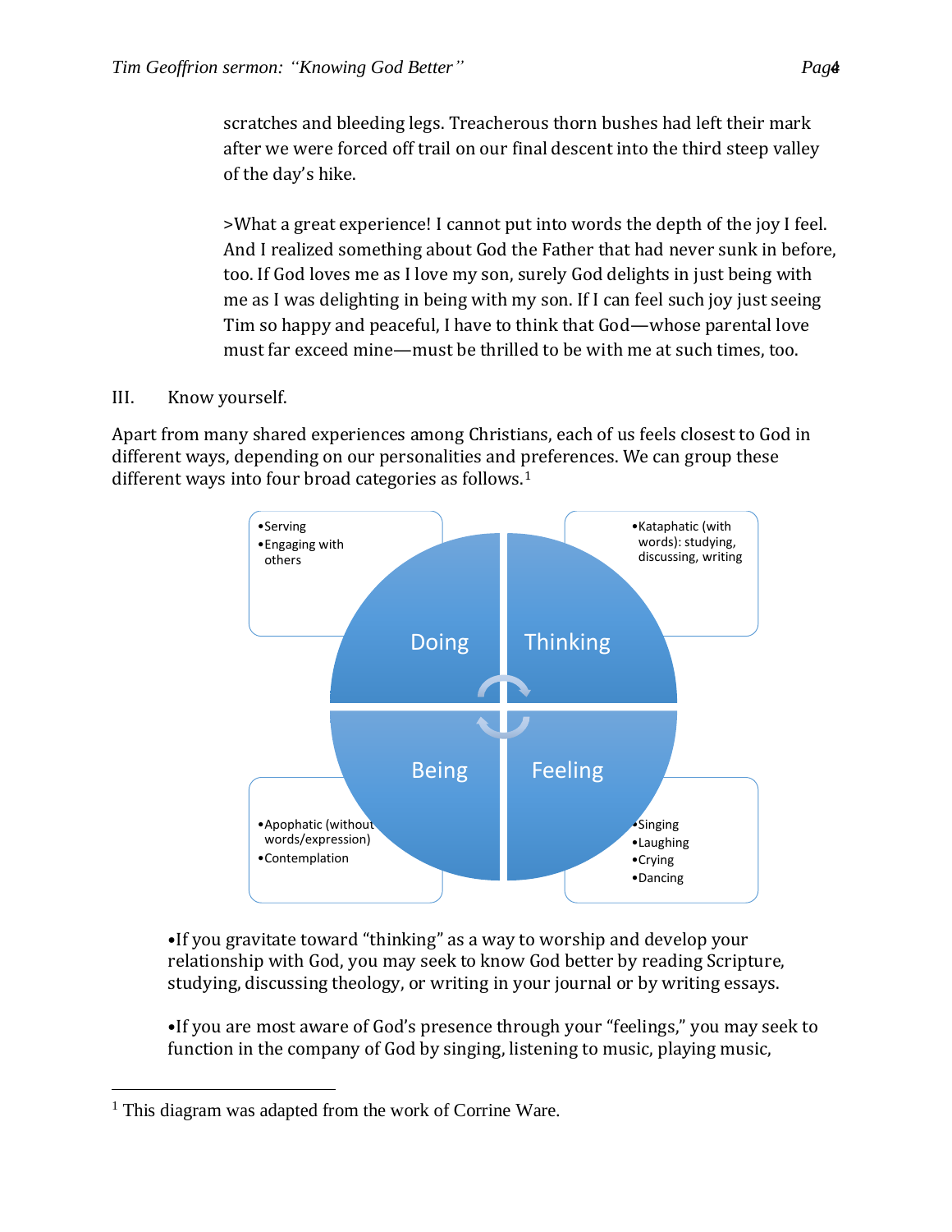scratches and bleeding legs. Treacherous thorn bushes had left their mark after we were forced off trail on our final descent into the third steep valley of the day's hike.

>What a great experience! I cannot put into words the depth of the joy I feel. And I realized something about God the Father that had never sunk in before, too. If God loves me as I love my son, surely God delights in just being with me as I was delighting in being with my son. If I can feel such joy just seeing Tim so happy and peaceful, I have to think that God—whose parental love must far exceed mine—must be thrilled to be with me at such times, too.

III. Know yourself.

Apart from many shared experiences among Christians, each of us feels closest to God in different ways, depending on our personalities and preferences. We can group these different ways into four broad categories as follows.[1]

**Doing**
- Serving
- Engaging with others

**Thinking**
- Kataphatic (with words): studying, discussing, writing

**Being**
- Apophatic (without words/expression)
- Contemplation

**Feeling**
- Singing
- Laughing
- Crying
- Dancing

•If you gravitate toward "thinking" as a way to worship and develop your relationship with God, you may seek to know God better by reading Scripture, studying, discussing theology, or writing in your journal or by writing essays.

•If you are most aware of God's presence through your "feelings," you may seek to function in the company of God by singing, listening to music, playing music,

---

[1] This diagram was adapted from the work of Corrine Ware.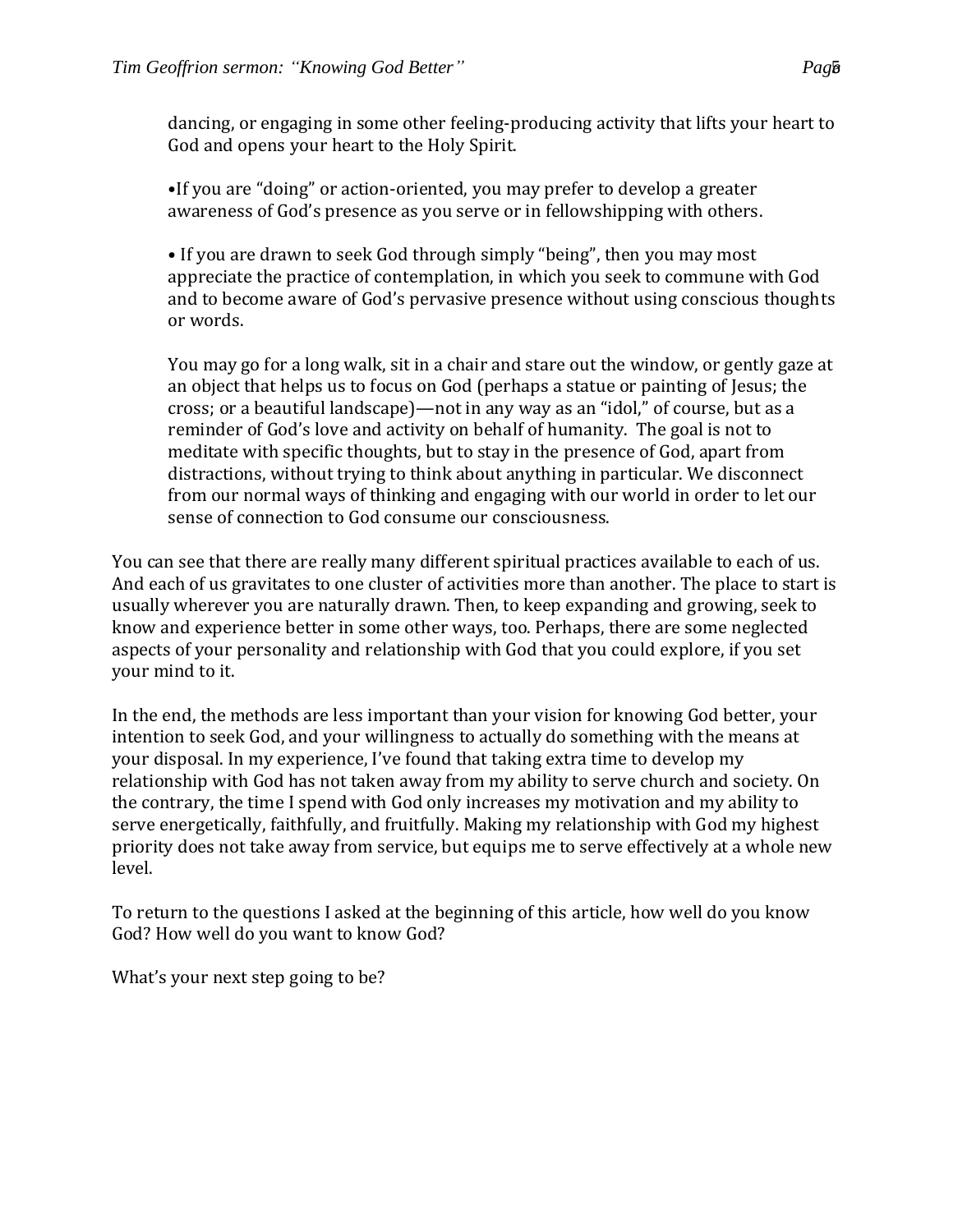dancing, or engaging in some other feeling-producing activity that lifts your heart to God and opens your heart to the Holy Spirit.

•If you are "doing" or action-oriented, you may prefer to develop a greater awareness of God's presence as you serve or in fellowshipping with others.

• If you are drawn to seek God through simply "being", then you may most appreciate the practice of contemplation, in which you seek to commune with God and to become aware of God's pervasive presence without using conscious thoughts or words.

You may go for a long walk, sit in a chair and stare out the window, or gently gaze at an object that helps us to focus on God (perhaps a statue or painting of Jesus; the cross; or a beautiful landscape)—not in any way as an "idol," of course, but as a reminder of God's love and activity on behalf of humanity. The goal is not to meditate with specific thoughts, but to stay in the presence of God, apart from distractions, without trying to think about anything in particular. We disconnect from our normal ways of thinking and engaging with our world in order to let our sense of connection to God consume our consciousness.

You can see that there are really many different spiritual practices available to each of us. And each of us gravitates to one cluster of activities more than another. The place to start is usually wherever you are naturally drawn. Then, to keep expanding and growing, seek to know and experience better in some other ways, too. Perhaps, there are some neglected aspects of your personality and relationship with God that you could explore, if you set your mind to it.

In the end, the methods are less important than your vision for knowing God better, your intention to seek God, and your willingness to actually do something with the means at your disposal. In my experience, I've found that taking extra time to develop my relationship with God has not taken away from my ability to serve church and society. On the contrary, the time I spend with God only increases my motivation and my ability to serve energetically, faithfully, and fruitfully. Making my relationship with God my highest priority does not take away from service, but equips me to serve effectively at a whole new level.

To return to the questions I asked at the beginning of this article, how well do you know God? How well do you want to know God?

What's your next step going to be?